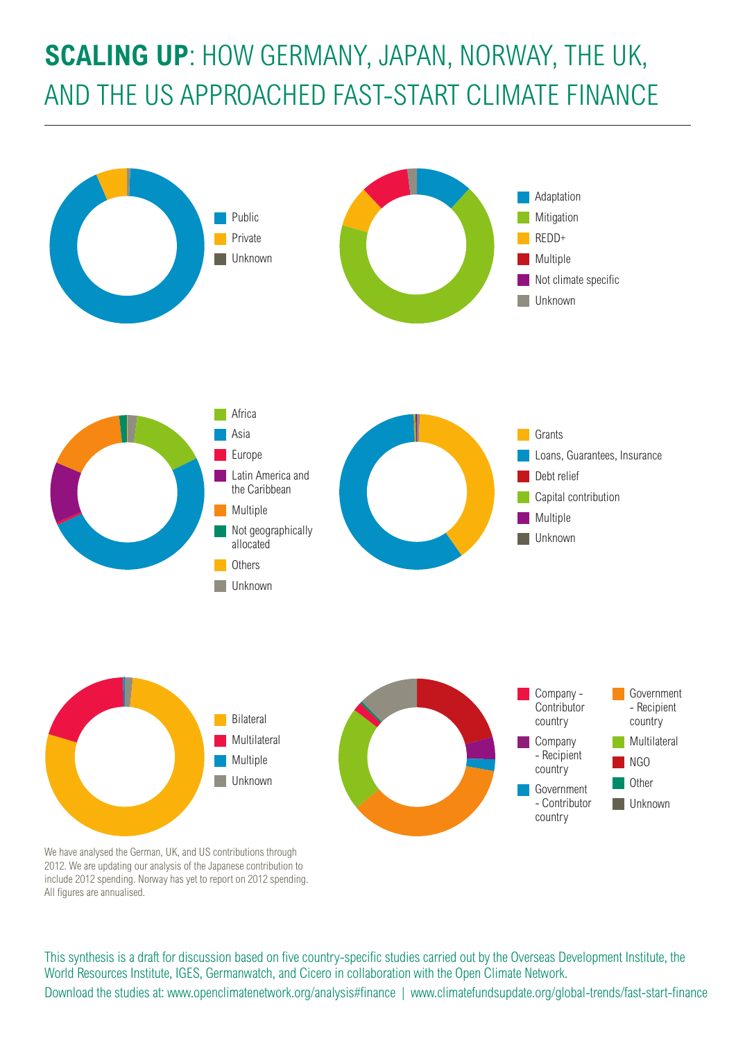# **SCALING UP**: HOW GERMANY, JAPAN, NORWAY, THE UK, AND THE US APPROACHED FAST-START CLIMATE FINANCE

- Public
- Private
- Unknown

- Adaptation
- Mitigation
- REDD+
- Multiple
- Not climate specific
- Unknown

- Africa
- Asia
- Europe
- Latin America and the Caribbean
- Multiple
- Not geographically allocated
- Others
- Unknown

- Grants
- Loans, Guarantees, Insurance
- Debt relief
- Capital contribution
- Multiple
- Unknown

- Bilateral
- Multilateral
- Multiple
- Unknown

- Company - Contributor country
- Company - Recipient country
- Government - Contributor country
- Government - Recipient country
- Multilateral
- NGO
- Other
- Unknown

We have analysed the German, UK, and US contributions through 2012. We are updating our analysis of the Japanese contribution to include 2012 spending. Norway has yet to report on 2012 spending. All figures are annualised.

This synthesis is a draft for discussion based on five country-specific studies carried out by the Overseas Development Institute, the World Resources Institute, IGES, Germanwatch, and Cicero in collaboration with the Open Climate Network.

Download the studies at: www.openclimatenetwork.org/analysis#finance | www.climatefundsupdate.org/global-trends/fast-start-finance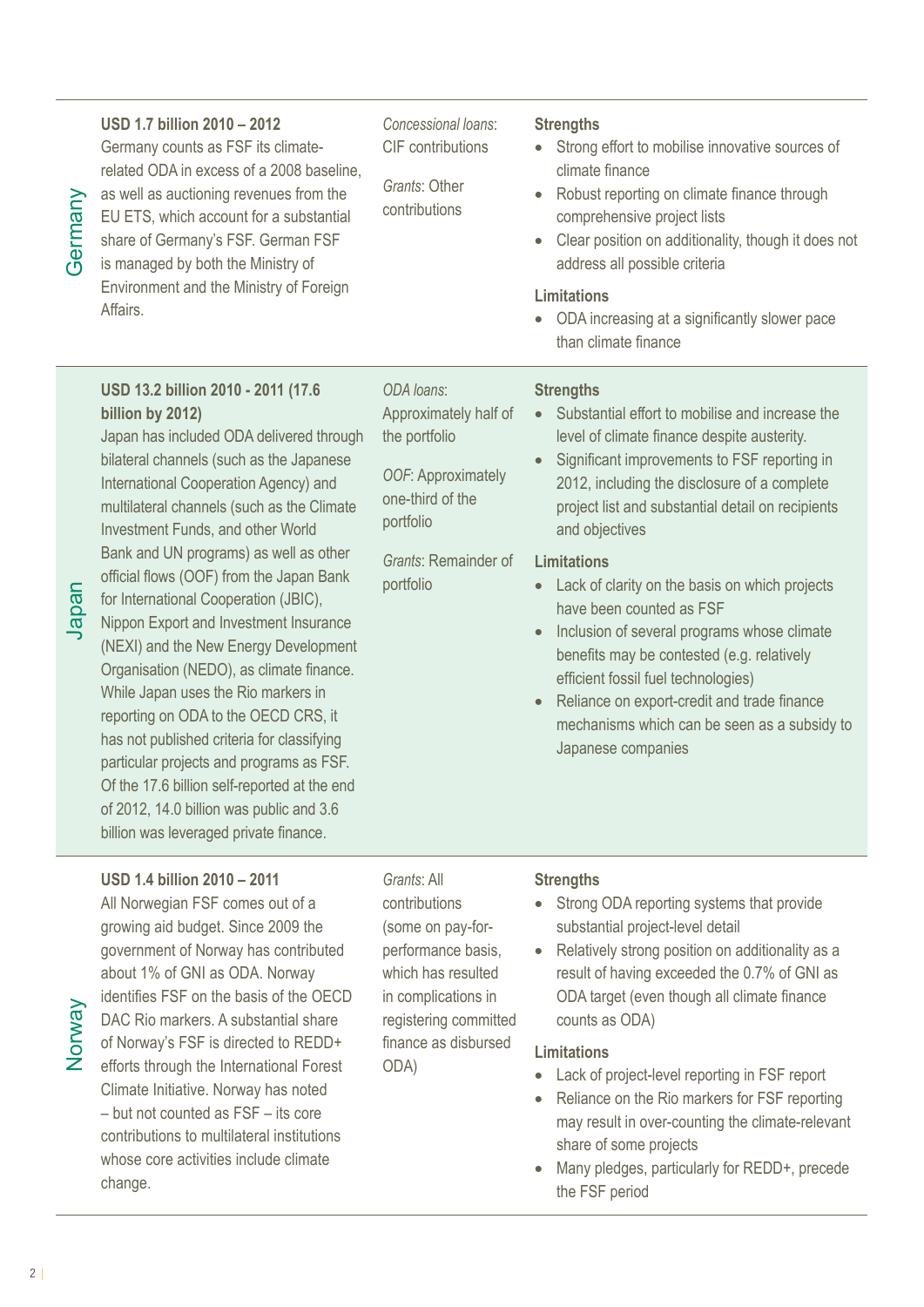| Country | Amount and approach | Instruments | Strengths and limitations |
|---|---|---|---|
| Germany | **USD 1.7 billion 2010 – 2012**<br>Germany counts as FSF its climate-related ODA in excess of a 2008 baseline, as well as auctioning revenues from the EU ETS, which account for a substantial share of Germany's FSF. German FSF is managed by both the Ministry of Environment and the Ministry of Foreign Affairs. | *Concessional loans*: CIF contributions<br><br>*Grants*: Other contributions | **Strengths**<br>• Strong effort to mobilise innovative sources of climate finance<br>• Robust reporting on climate finance through comprehensive project lists<br>• Clear position on additionality, though it does not address all possible criteria<br><br>**Limitations**<br>• ODA increasing at a significantly slower pace than climate finance |
| Japan | **USD 13.2 billion 2010 - 2011 (17.6 billion by 2012)**<br>Japan has included ODA delivered through bilateral channels (such as the Japanese International Cooperation Agency) and multilateral channels (such as the Climate Investment Funds, and other World Bank and UN programs) as well as other official flows (OOF) from the Japan Bank for International Cooperation (JBIC), Nippon Export and Investment Insurance (NEXI) and the New Energy Development Organisation (NEDO), as climate finance. While Japan uses the Rio markers in reporting on ODA to the OECD CRS, it has not published criteria for classifying particular projects and programs as FSF. Of the 17.6 billion self-reported at the end of 2012, 14.0 billion was public and 3.6 billion was leveraged private finance. | *ODA loans*: Approximately half of the portfolio<br><br>*OOF*: Approximately one-third of the portfolio<br><br>*Grants*: Remainder of portfolio | **Strengths**<br>• Substantial effort to mobilise and increase the level of climate finance despite austerity.<br>• Significant improvements to FSF reporting in 2012, including the disclosure of a complete project list and substantial detail on recipients and objectives<br><br>**Limitations**<br>• Lack of clarity on the basis on which projects have been counted as FSF<br>• Inclusion of several programs whose climate benefits may be contested (e.g. relatively efficient fossil fuel technologies)<br>• Reliance on export-credit and trade finance mechanisms which can be seen as a subsidy to Japanese companies |
| Norway | **USD 1.4 billion 2010 – 2011**<br>All Norwegian FSF comes out of a growing aid budget. Since 2009 the government of Norway has contributed about 1% of GNI as ODA. Norway identifies FSF on the basis of the OECD DAC Rio markers. A substantial share of Norway's FSF is directed to REDD+ efforts through the International Forest Climate Initiative. Norway has noted – but not counted as FSF – its core contributions to multilateral institutions whose core activities include climate change. | *Grants*: All contributions (some on pay-for-performance basis, which has resulted in complications in registering committed finance as disbursed ODA) | **Strengths**<br>• Strong ODA reporting systems that provide substantial project-level detail<br>• Relatively strong position on additionality as a result of having exceeded the 0.7% of GNI as ODA target (even though all climate finance counts as ODA)<br><br>**Limitations**<br>• Lack of project-level reporting in FSF report<br>• Reliance on the Rio markers for FSF reporting may result in over-counting the climate-relevant share of some projects<br>• Many pledges, particularly for REDD+, precede the FSF period |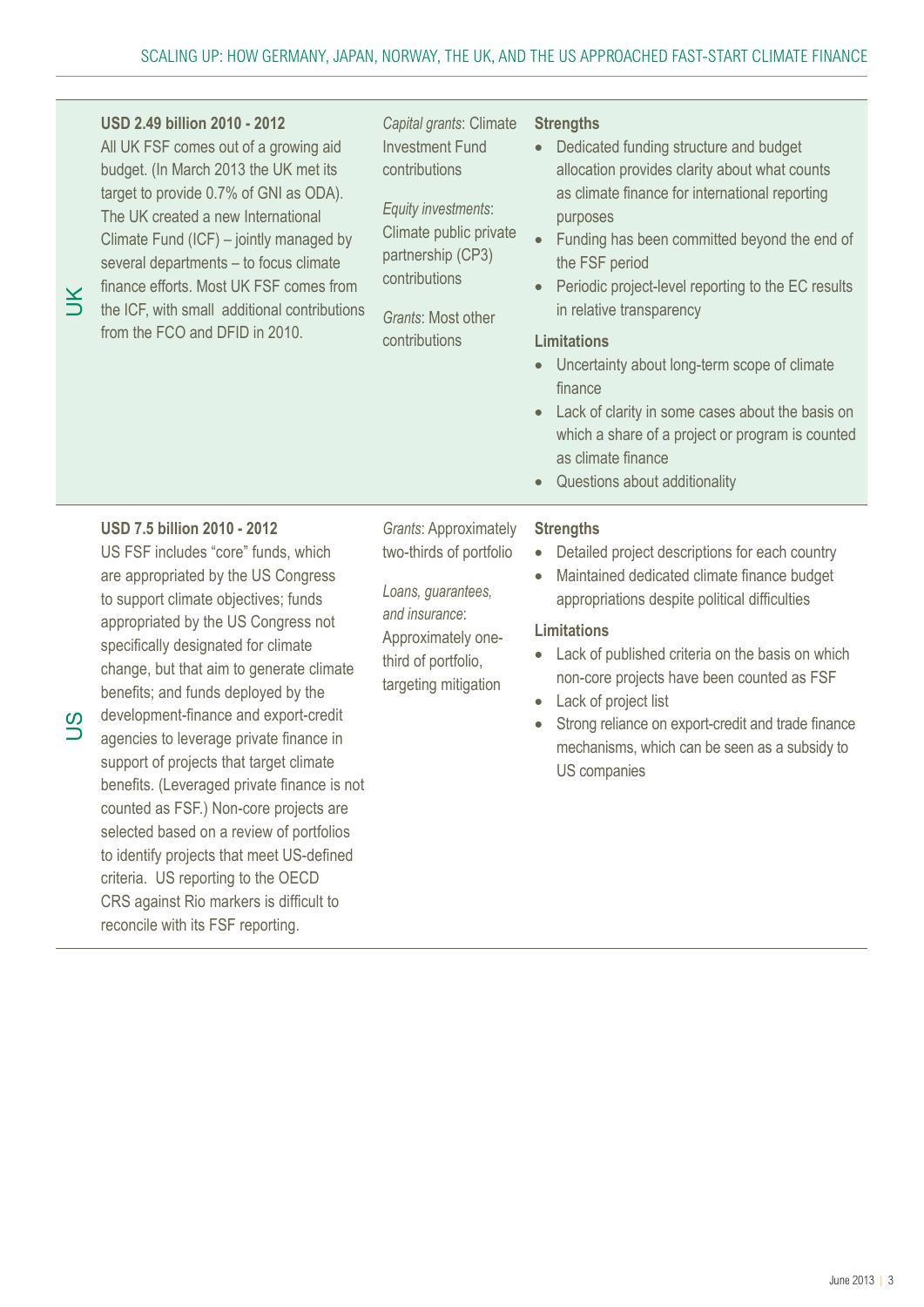| | Funding | Instruments | Strengths and Limitations |
|---|---|---|---|
| UK | **USD 2.49 billion 2010 - 2012**<br>All UK FSF comes out of a growing aid budget. (In March 2013 the UK met its target to provide 0.7% of GNI as ODA). The UK created a new International Climate Fund (ICF) – jointly managed by several departments – to focus climate finance efforts. Most UK FSF comes from the ICF, with small additional contributions from the FCO and DFID in 2010. | *Capital grants*: Climate Investment Fund contributions<br><br>*Equity investments*: Climate public private partnership (CP3) contributions<br><br>*Grants*: Most other contributions | **Strengths**<br>• Dedicated funding structure and budget allocation provides clarity about what counts as climate finance for international reporting purposes<br>• Funding has been committed beyond the end of the FSF period<br>• Periodic project-level reporting to the EC results in relative transparency<br><br>**Limitations**<br>• Uncertainty about long-term scope of climate finance<br>• Lack of clarity in some cases about the basis on which a share of a project or program is counted as climate finance<br>• Questions about additionality |
| US | **USD 7.5 billion 2010 - 2012**<br>US FSF includes "core" funds, which are appropriated by the US Congress to support climate objectives; funds appropriated by the US Congress not specifically designated for climate change, but that aim to generate climate benefits; and funds deployed by the development-finance and export-credit agencies to leverage private finance in support of projects that target climate benefits. (Leveraged private finance is not counted as FSF.) Non-core projects are selected based on a review of portfolios to identify projects that meet US-defined criteria. US reporting to the OECD CRS against Rio markers is difficult to reconcile with its FSF reporting. | *Grants*: Approximately two-thirds of portfolio<br><br>*Loans, guarantees, and insurance*: Approximately one-third of portfolio, targeting mitigation | **Strengths**<br>• Detailed project descriptions for each country<br>• Maintained dedicated climate finance budget appropriations despite political difficulties<br><br>**Limitations**<br>• Lack of published criteria on the basis on which non-core projects have been counted as FSF<br>• Lack of project list<br>• Strong reliance on export-credit and trade finance mechanisms, which can be seen as a subsidy to US companies |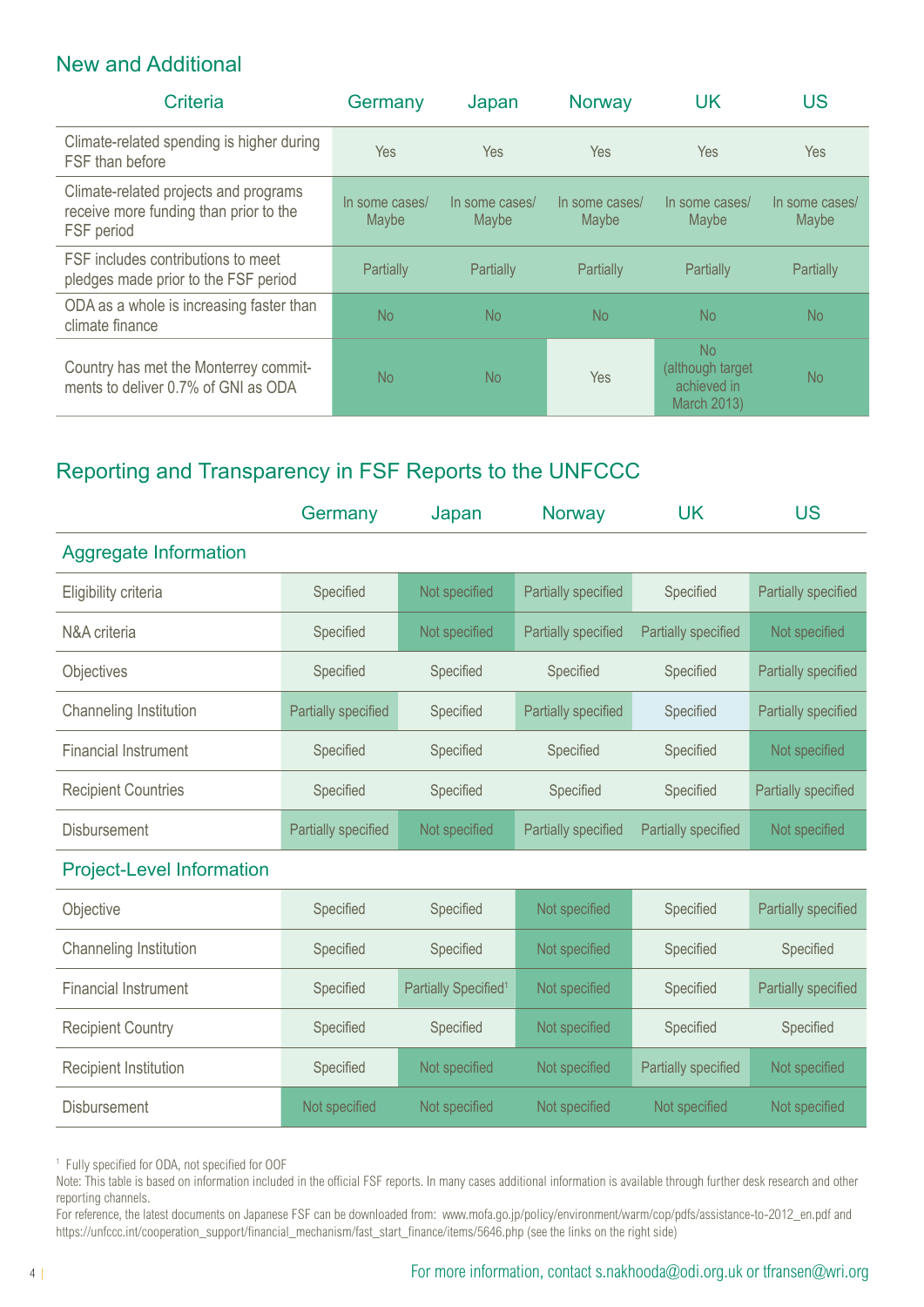## New and Additional

| Criteria | Germany | Japan | Norway | UK | US |
|---|---|---|---|---|---|
| Climate-related spending is higher during FSF than before | Yes | Yes | Yes | Yes | Yes |
| Climate-related projects and programs receive more funding than prior to the FSF period | In some cases/ Maybe | In some cases/ Maybe | In some cases/ Maybe | In some cases/ Maybe | In some cases/ Maybe |
| FSF includes contributions to meet pledges made prior to the FSF period | Partially | Partially | Partially | Partially | Partially |
| ODA as a whole is increasing faster than climate finance | No | No | No | No | No |
| Country has met the Monterrey commitments to deliver 0.7% of GNI as ODA | No | No | Yes | No (although target achieved in March 2013) | No |

## Reporting and Transparency in FSF Reports to the UNFCCC

| | Germany | Japan | Norway | UK | US |
|---|---|---|---|---|---|
| **Aggregate Information** | | | | | |
| Eligibility criteria | Specified | Not specified | Partially specified | Specified | Partially specified |
| N&A criteria | Specified | Not specified | Partially specified | Partially specified | Not specified |
| Objectives | Specified | Specified | Specified | Specified | Partially specified |
| Channeling Institution | Partially specified | Specified | Partially specified | Specified | Partially specified |
| Financial Instrument | Specified | Specified | Specified | Specified | Not specified |
| Recipient Countries | Specified | Specified | Specified | Specified | Partially specified |
| Disbursement | Partially specified | Not specified | Partially specified | Partially specified | Not specified |
| **Project-Level Information** | | | | | |
| Objective | Specified | Specified | Not specified | Specified | Partially specified |
| Channeling Institution | Specified | Specified | Not specified | Specified | Specified |
| Financial Instrument | Specified | Partially Specified[1] | Not specified | Specified | Partially specified |
| Recipient Country | Specified | Specified | Not specified | Specified | Specified |
| Recipient Institution | Specified | Not specified | Not specified | Partially specified | Not specified |
| Disbursement | Not specified | Not specified | Not specified | Not specified | Not specified |

[1] Fully specified for ODA, not specified for OOF

Note: This table is based on information included in the official FSF reports. In many cases additional information is available through further desk research and other reporting channels.

For reference, the latest documents on Japanese FSF can be downloaded from: www.mofa.go.jp/policy/environment/warm/cop/pdfs/assistance-to-2012_en.pdf and https://unfccc.int/cooperation_support/financial_mechanism/fast_start_finance/items/5646.php (see the links on the right side)

For more information, contact s.nakhooda@odi.org.uk or tfransen@wri.org